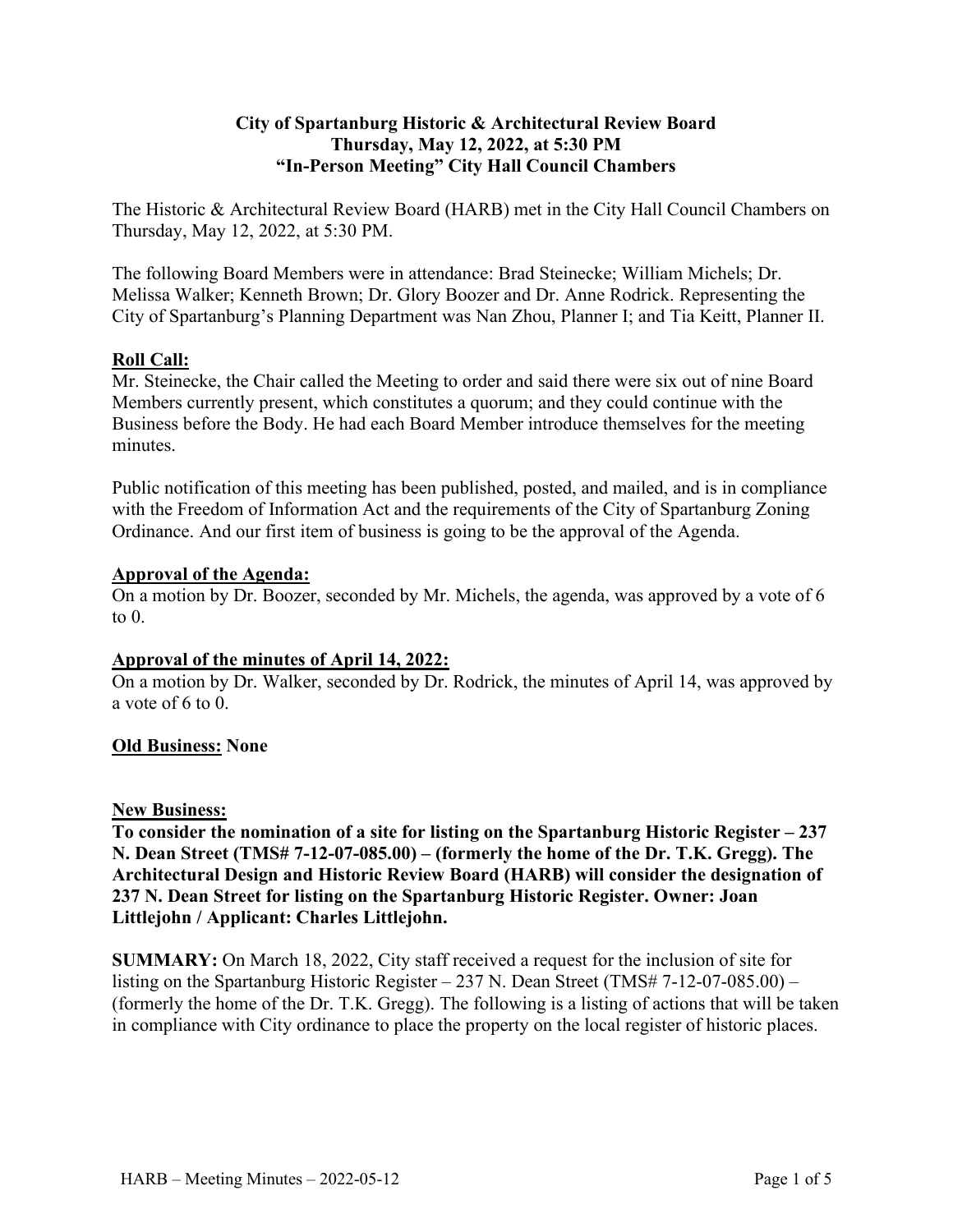**City of Spartanburg Historic & Architectural Review Board**
**Thursday, May 12, 2022, at 5:30 PM**
**"In-Person Meeting" City Hall Council Chambers**

The Historic & Architectural Review Board (HARB) met in the City Hall Council Chambers on Thursday, May 12, 2022, at 5:30 PM.

The following Board Members were in attendance: Brad Steinecke; William Michels; Dr. Melissa Walker; Kenneth Brown; Dr. Glory Boozer and Dr. Anne Rodrick. Representing the City of Spartanburg's Planning Department was Nan Zhou, Planner I; and Tia Keitt, Planner II.

**Roll Call:**

Mr. Steinecke, the Chair called the Meeting to order and said there were six out of nine Board Members currently present, which constitutes a quorum; and they could continue with the Business before the Body. He had each Board Member introduce themselves for the meeting minutes.

Public notification of this meeting has been published, posted, and mailed, and is in compliance with the Freedom of Information Act and the requirements of the City of Spartanburg Zoning Ordinance. And our first item of business is going to be the approval of the Agenda.

**Approval of the Agenda:**

On a motion by Dr. Boozer, seconded by Mr. Michels, the agenda, was approved by a vote of 6 to 0.

**Approval of the minutes of April 14, 2022:**

On a motion by Dr. Walker, seconded by Dr. Rodrick, the minutes of April 14, was approved by a vote of 6 to 0.

**Old Business: None**

**New Business:**

**To consider the nomination of a site for listing on the Spartanburg Historic Register – 237 N. Dean Street (TMS# 7-12-07-085.00) – (formerly the home of the Dr. T.K. Gregg). The Architectural Design and Historic Review Board (HARB) will consider the designation of 237 N. Dean Street for listing on the Spartanburg Historic Register. Owner: Joan Littlejohn / Applicant: Charles Littlejohn.**

**SUMMARY:** On March 18, 2022, City staff received a request for the inclusion of site for listing on the Spartanburg Historic Register – 237 N. Dean Street (TMS# 7-12-07-085.00) – (formerly the home of the Dr. T.K. Gregg). The following is a listing of actions that will be taken in compliance with City ordinance to place the property on the local register of historic places.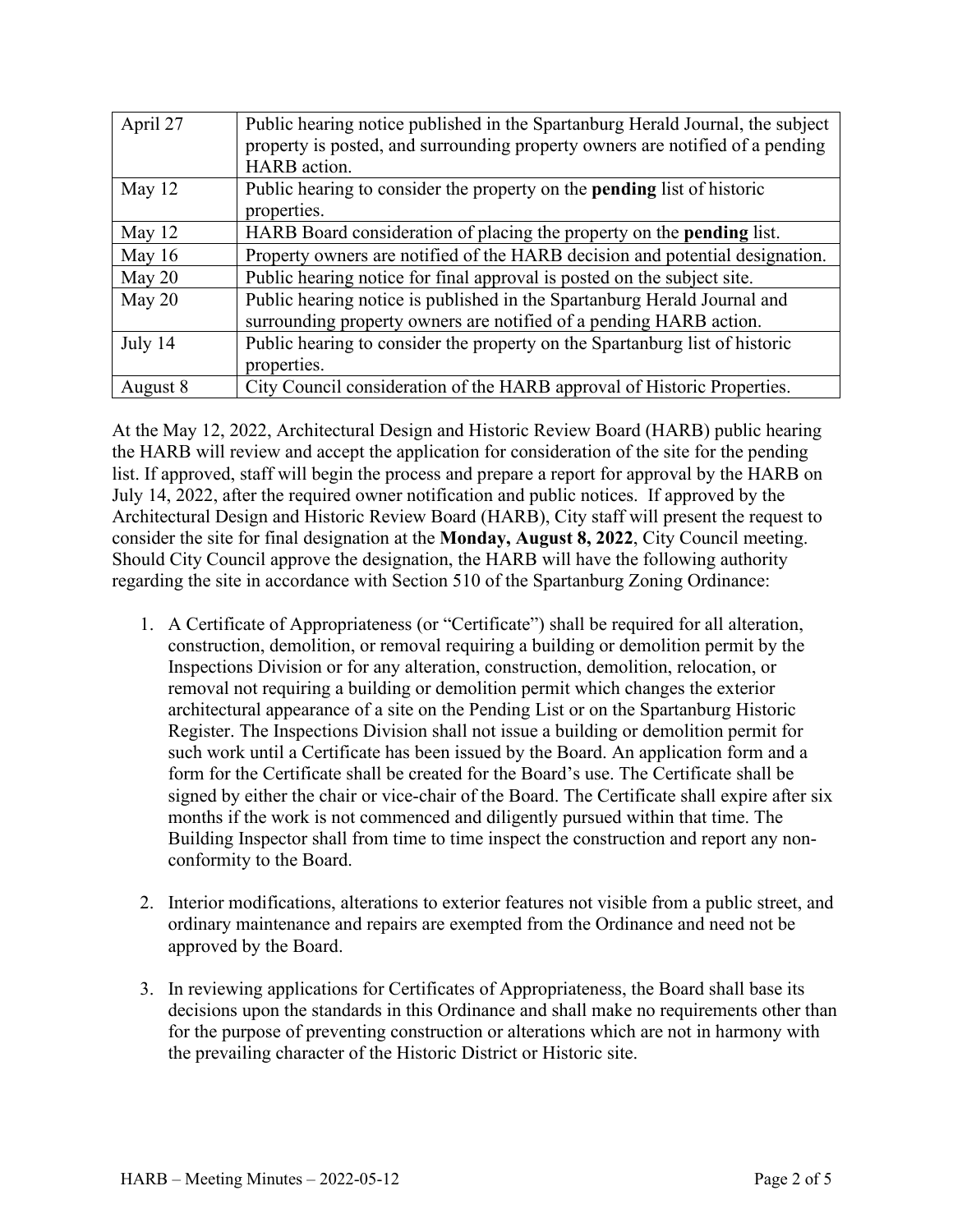| April 27 | Public hearing notice published in the Spartanburg Herald Journal, the subject property is posted, and surrounding property owners are notified of a pending HARB action. |
|---|---|
| May 12 | Public hearing to consider the property on the **pending** list of historic properties. |
| May 12 | HARB Board consideration of placing the property on the **pending** list. |
| May 16 | Property owners are notified of the HARB decision and potential designation. |
| May 20 | Public hearing notice for final approval is posted on the subject site. |
| May 20 | Public hearing notice is published in the Spartanburg Herald Journal and surrounding property owners are notified of a pending HARB action. |
| July 14 | Public hearing to consider the property on the Spartanburg list of historic properties. |
| August 8 | City Council consideration of the HARB approval of Historic Properties. |

At the May 12, 2022, Architectural Design and Historic Review Board (HARB) public hearing the HARB will review and accept the application for consideration of the site for the pending list. If approved, staff will begin the process and prepare a report for approval by the HARB on July 14, 2022, after the required owner notification and public notices. If approved by the Architectural Design and Historic Review Board (HARB), City staff will present the request to consider the site for final designation at the **Monday, August 8, 2022**, City Council meeting. Should City Council approve the designation, the HARB will have the following authority regarding the site in accordance with Section 510 of the Spartanburg Zoning Ordinance:

1. A Certificate of Appropriateness (or "Certificate") shall be required for all alteration, construction, demolition, or removal requiring a building or demolition permit by the Inspections Division or for any alteration, construction, demolition, relocation, or removal not requiring a building or demolition permit which changes the exterior architectural appearance of a site on the Pending List or on the Spartanburg Historic Register. The Inspections Division shall not issue a building or demolition permit for such work until a Certificate has been issued by the Board. An application form and a form for the Certificate shall be created for the Board's use. The Certificate shall be signed by either the chair or vice-chair of the Board. The Certificate shall expire after six months if the work is not commenced and diligently pursued within that time. The Building Inspector shall from time to time inspect the construction and report any non-conformity to the Board.

2. Interior modifications, alterations to exterior features not visible from a public street, and ordinary maintenance and repairs are exempted from the Ordinance and need not be approved by the Board.

3. In reviewing applications for Certificates of Appropriateness, the Board shall base its decisions upon the standards in this Ordinance and shall make no requirements other than for the purpose of preventing construction or alterations which are not in harmony with the prevailing character of the Historic District or Historic site.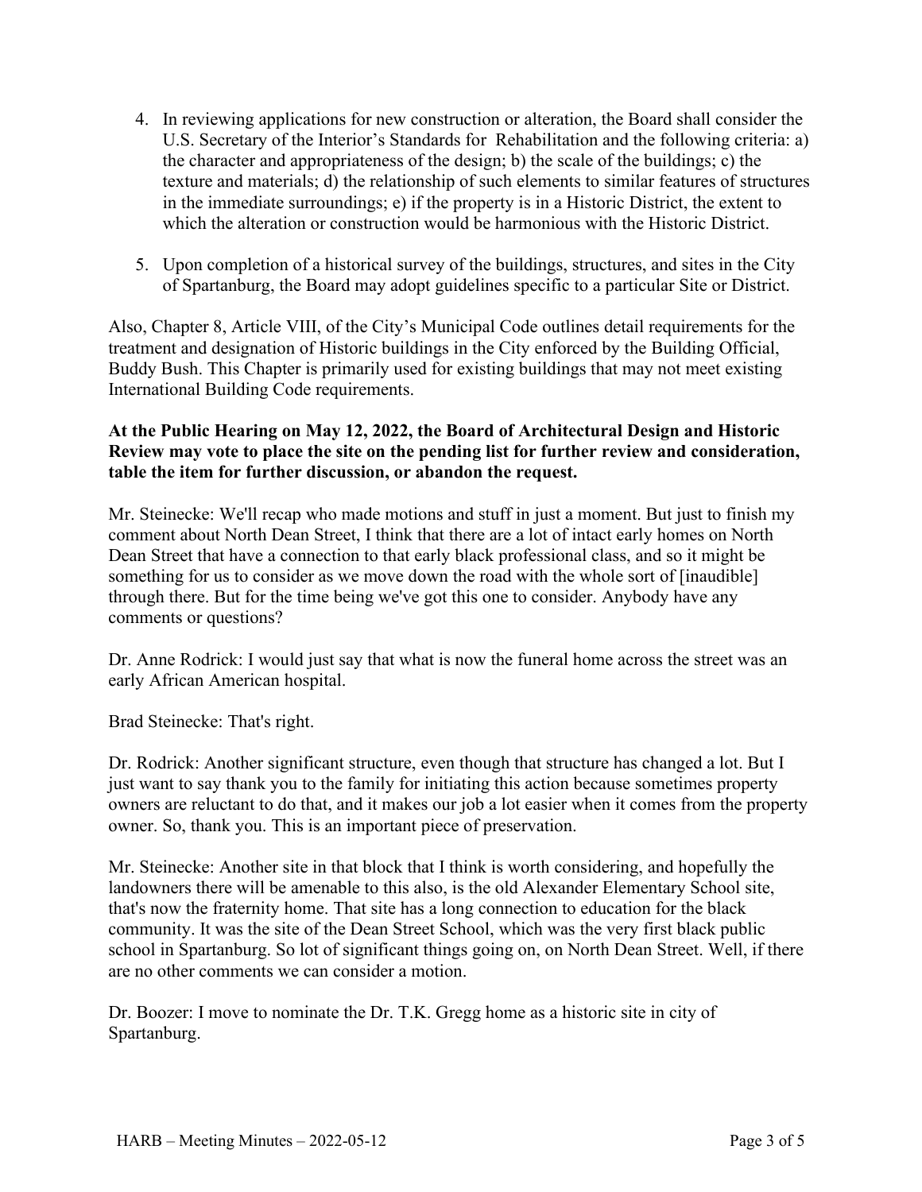4. In reviewing applications for new construction or alteration, the Board shall consider the U.S. Secretary of the Interior's Standards for Rehabilitation and the following criteria: a) the character and appropriateness of the design; b) the scale of the buildings; c) the texture and materials; d) the relationship of such elements to similar features of structures in the immediate surroundings; e) if the property is in a Historic District, the extent to which the alteration or construction would be harmonious with the Historic District.

5. Upon completion of a historical survey of the buildings, structures, and sites in the City of Spartanburg, the Board may adopt guidelines specific to a particular Site or District.

Also, Chapter 8, Article VIII, of the City's Municipal Code outlines detail requirements for the treatment and designation of Historic buildings in the City enforced by the Building Official, Buddy Bush. This Chapter is primarily used for existing buildings that may not meet existing International Building Code requirements.

**At the Public Hearing on May 12, 2022, the Board of Architectural Design and Historic Review may vote to place the site on the pending list for further review and consideration, table the item for further discussion, or abandon the request.**

Mr. Steinecke: We'll recap who made motions and stuff in just a moment. But just to finish my comment about North Dean Street, I think that there are a lot of intact early homes on North Dean Street that have a connection to that early black professional class, and so it might be something for us to consider as we move down the road with the whole sort of [inaudible] through there. But for the time being we've got this one to consider. Anybody have any comments or questions?

Dr. Anne Rodrick: I would just say that what is now the funeral home across the street was an early African American hospital.

Brad Steinecke: That's right.

Dr. Rodrick: Another significant structure, even though that structure has changed a lot. But I just want to say thank you to the family for initiating this action because sometimes property owners are reluctant to do that, and it makes our job a lot easier when it comes from the property owner. So, thank you. This is an important piece of preservation.

Mr. Steinecke: Another site in that block that I think is worth considering, and hopefully the landowners there will be amenable to this also, is the old Alexander Elementary School site, that's now the fraternity home. That site has a long connection to education for the black community. It was the site of the Dean Street School, which was the very first black public school in Spartanburg. So lot of significant things going on, on North Dean Street. Well, if there are no other comments we can consider a motion.

Dr. Boozer: I move to nominate the Dr. T.K. Gregg home as a historic site in city of Spartanburg.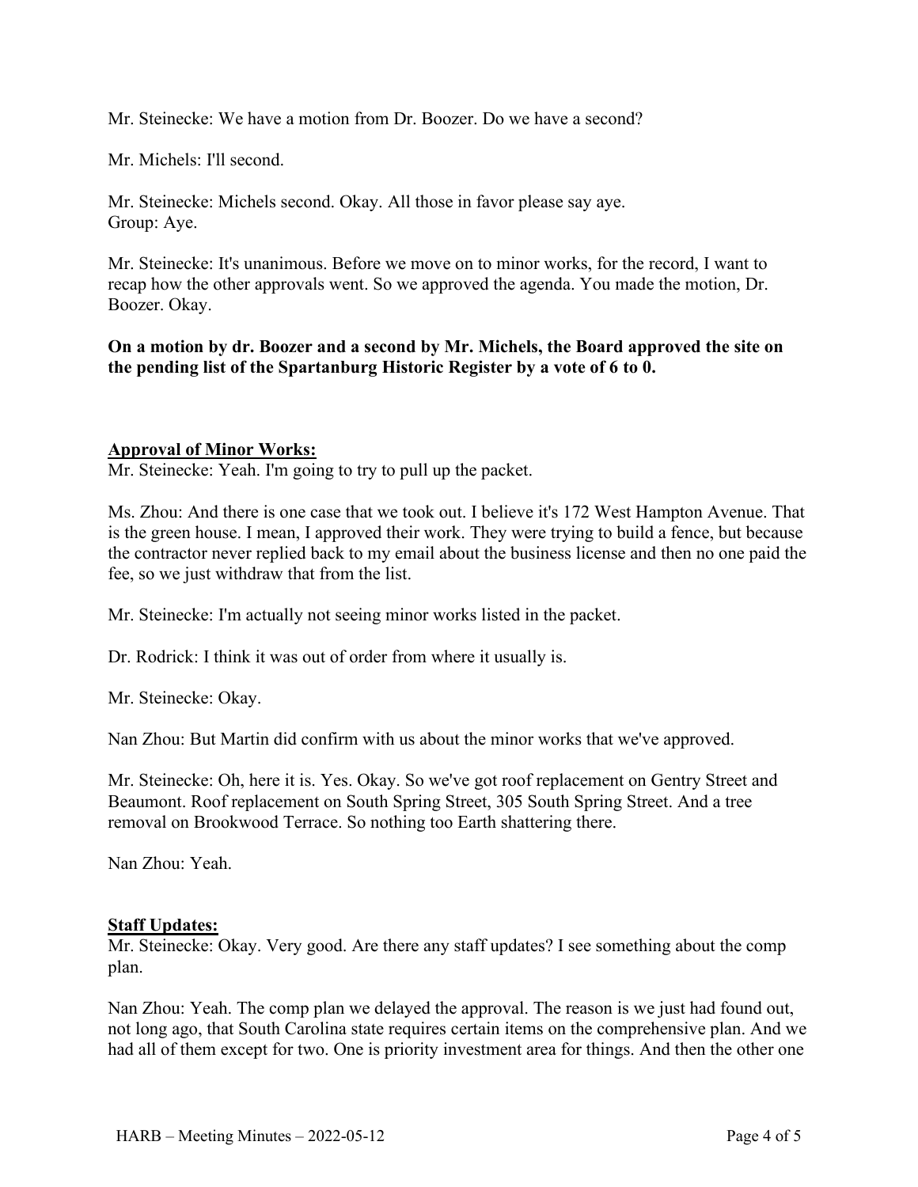Mr. Steinecke: We have a motion from Dr. Boozer. Do we have a second?

Mr. Michels: I'll second.

Mr. Steinecke: Michels second. Okay. All those in favor please say aye.
Group: Aye.

Mr. Steinecke: It's unanimous. Before we move on to minor works, for the record, I want to recap how the other approvals went. So we approved the agenda. You made the motion, Dr. Boozer. Okay.

**On a motion by dr. Boozer and a second by Mr. Michels, the Board approved the site on the pending list of the Spartanburg Historic Register by a vote of 6 to 0.**

**Approval of Minor Works:**

Mr. Steinecke: Yeah. I'm going to try to pull up the packet.

Ms. Zhou: And there is one case that we took out. I believe it's 172 West Hampton Avenue. That is the green house. I mean, I approved their work. They were trying to build a fence, but because the contractor never replied back to my email about the business license and then no one paid the fee, so we just withdraw that from the list.

Mr. Steinecke: I'm actually not seeing minor works listed in the packet.

Dr. Rodrick: I think it was out of order from where it usually is.

Mr. Steinecke: Okay.

Nan Zhou: But Martin did confirm with us about the minor works that we've approved.

Mr. Steinecke: Oh, here it is. Yes. Okay. So we've got roof replacement on Gentry Street and Beaumont. Roof replacement on South Spring Street, 305 South Spring Street. And a tree removal on Brookwood Terrace. So nothing too Earth shattering there.

Nan Zhou: Yeah.

**Staff Updates:**

Mr. Steinecke: Okay. Very good. Are there any staff updates? I see something about the comp plan.

Nan Zhou: Yeah. The comp plan we delayed the approval. The reason is we just had found out, not long ago, that South Carolina state requires certain items on the comprehensive plan. And we had all of them except for two. One is priority investment area for things. And then the other one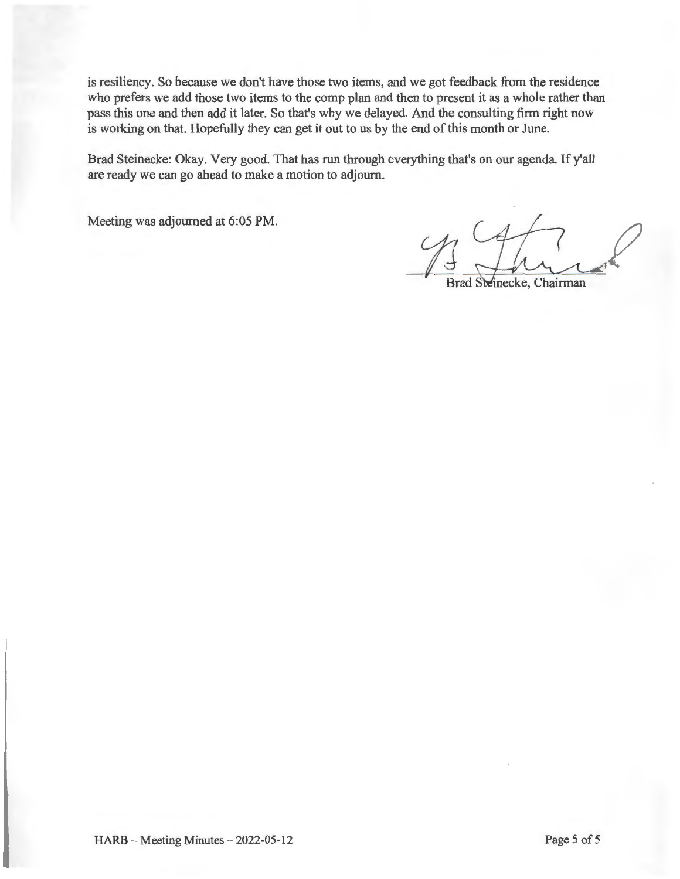is resiliency. So because we don't have those two items, and we got feedback from the residence who prefers we add those two items to the comp plan and then to present it as a whole rather than pass this one and then add it later. So that's why we delayed. And the consulting firm right now is working on that. Hopefully they can get it out to us by the end of this month or June.

Brad Steinecke: Okay. Very good. That has run through everything that's on our agenda. If y'all are ready we can go ahead to make a motion to adjourn.

Meeting was adjourned at 6:05 PM.

Brad Steinecke, Chairman